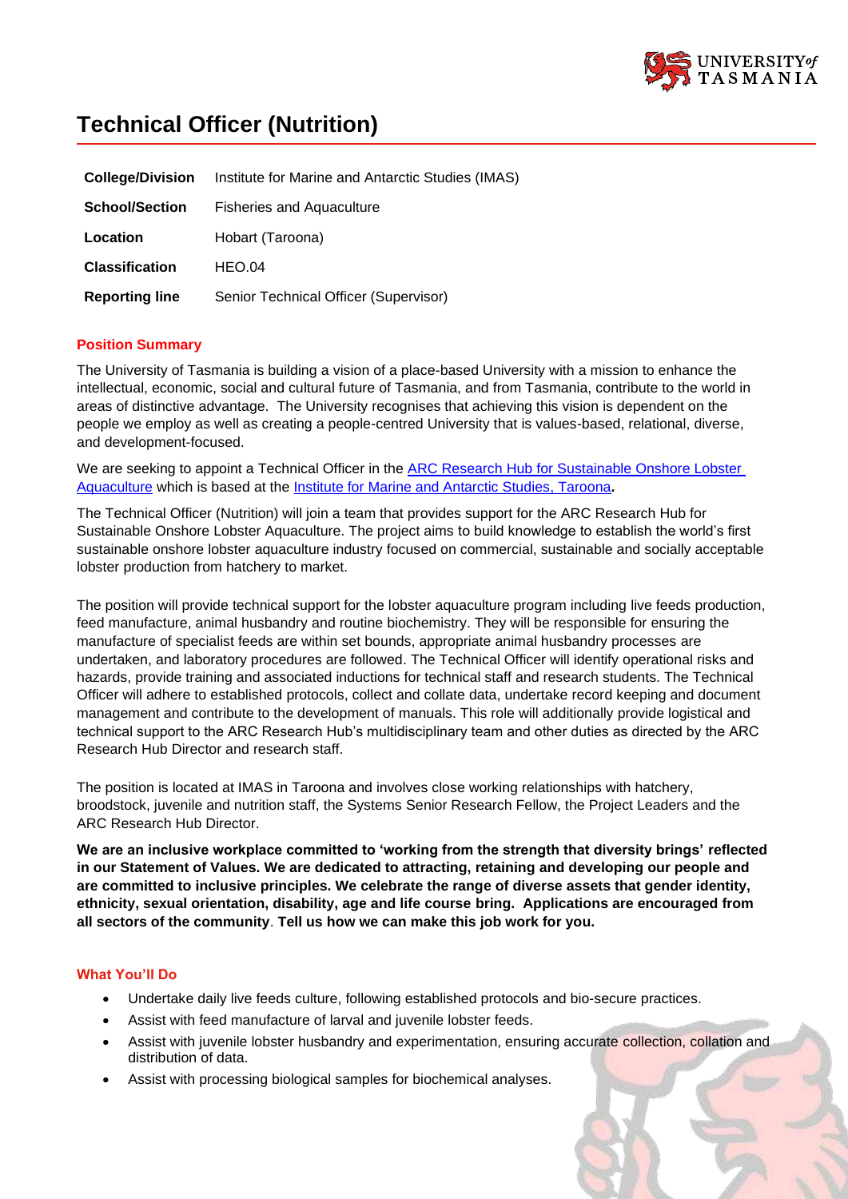# Technical Officer (Nutrition)

| | |
|---|---|
| **College/Division** | Institute for Marine and Antarctic Studies (IMAS) |
| **School/Section** | Fisheries and Aquaculture |
| **Location** | Hobart (Taroona) |
| **Classification** | HEO.04 |
| **Reporting line** | Senior Technical Officer (Supervisor) |

## Position Summary

The University of Tasmania is building a vision of a place-based University with a mission to enhance the intellectual, economic, social and cultural future of Tasmania, and from Tasmania, contribute to the world in areas of distinctive advantage. The University recognises that achieving this vision is dependent on the people we employ as well as creating a people-centred University that is values-based, relational, diverse, and development-focused.

We are seeking to appoint a Technical Officer in the [ARC Research Hub for Sustainable Onshore Lobster Aquaculture] which is based at the [Institute for Marine and Antarctic Studies, Taroona]**.**

The Technical Officer (Nutrition) will join a team that provides support for the ARC Research Hub for Sustainable Onshore Lobster Aquaculture. The project aims to build knowledge to establish the world's first sustainable onshore lobster aquaculture industry focused on commercial, sustainable and socially acceptable lobster production from hatchery to market.

The position will provide technical support for the lobster aquaculture program including live feeds production, feed manufacture, animal husbandry and routine biochemistry. They will be responsible for ensuring the manufacture of specialist feeds are within set bounds, appropriate animal husbandry processes are undertaken, and laboratory procedures are followed. The Technical Officer will identify operational risks and hazards, provide training and associated inductions for technical staff and research students. The Technical Officer will adhere to established protocols, collect and collate data, undertake record keeping and document management and contribute to the development of manuals. This role will additionally provide logistical and technical support to the ARC Research Hub's multidisciplinary team and other duties as directed by the ARC Research Hub Director and research staff.

The position is located at IMAS in Taroona and involves close working relationships with hatchery, broodstock, juvenile and nutrition staff, the Systems Senior Research Fellow, the Project Leaders and the ARC Research Hub Director.

**We are an inclusive workplace committed to 'working from the strength that diversity brings' reflected in our Statement of Values. We are dedicated to attracting, retaining and developing our people and are committed to inclusive principles. We celebrate the range of diverse assets that gender identity, ethnicity, sexual orientation, disability, age and life course bring. Applications are encouraged from all sectors of the community**. **Tell us how we can make this job work for you.**

## What You'll Do

- Undertake daily live feeds culture, following established protocols and bio-secure practices.
- Assist with feed manufacture of larval and juvenile lobster feeds.
- Assist with juvenile lobster husbandry and experimentation, ensuring accurate collection, collation and distribution of data.
- Assist with processing biological samples for biochemical analyses.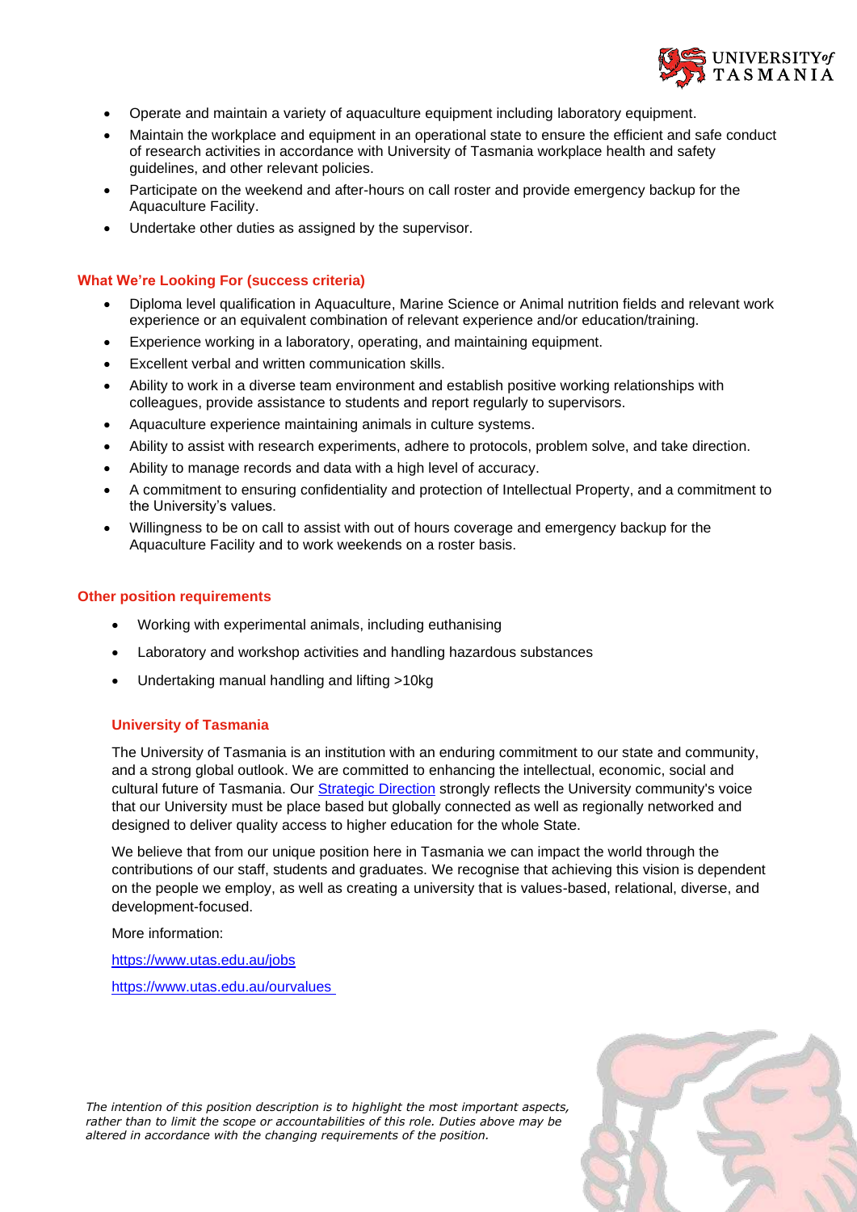- Operate and maintain a variety of aquaculture equipment including laboratory equipment.
- Maintain the workplace and equipment in an operational state to ensure the efficient and safe conduct of research activities in accordance with University of Tasmania workplace health and safety guidelines, and other relevant policies.
- Participate on the weekend and after-hours on call roster and provide emergency backup for the Aquaculture Facility.
- Undertake other duties as assigned by the supervisor.

### What We're Looking For (success criteria)

- Diploma level qualification in Aquaculture, Marine Science or Animal nutrition fields and relevant work experience or an equivalent combination of relevant experience and/or education/training.
- Experience working in a laboratory, operating, and maintaining equipment.
- Excellent verbal and written communication skills.
- Ability to work in a diverse team environment and establish positive working relationships with colleagues, provide assistance to students and report regularly to supervisors.
- Aquaculture experience maintaining animals in culture systems.
- Ability to assist with research experiments, adhere to protocols, problem solve, and take direction.
- Ability to manage records and data with a high level of accuracy.
- A commitment to ensuring confidentiality and protection of Intellectual Property, and a commitment to the University's values.
- Willingness to be on call to assist with out of hours coverage and emergency backup for the Aquaculture Facility and to work weekends on a roster basis.

### Other position requirements

- Working with experimental animals, including euthanising
- Laboratory and workshop activities and handling hazardous substances
- Undertaking manual handling and lifting >10kg

### University of Tasmania

The University of Tasmania is an institution with an enduring commitment to our state and community, and a strong global outlook. We are committed to enhancing the intellectual, economic, social and cultural future of Tasmania. Our Strategic Direction strongly reflects the University community's voice that our University must be place based but globally connected as well as regionally networked and designed to deliver quality access to higher education for the whole State.

We believe that from our unique position here in Tasmania we can impact the world through the contributions of our staff, students and graduates. We recognise that achieving this vision is dependent on the people we employ, as well as creating a university that is values-based, relational, diverse, and development-focused.

More information:

https://www.utas.edu.au/jobs

https://www.utas.edu.au/ourvalues

*The intention of this position description is to highlight the most important aspects, rather than to limit the scope or accountabilities of this role. Duties above may be altered in accordance with the changing requirements of the position.*